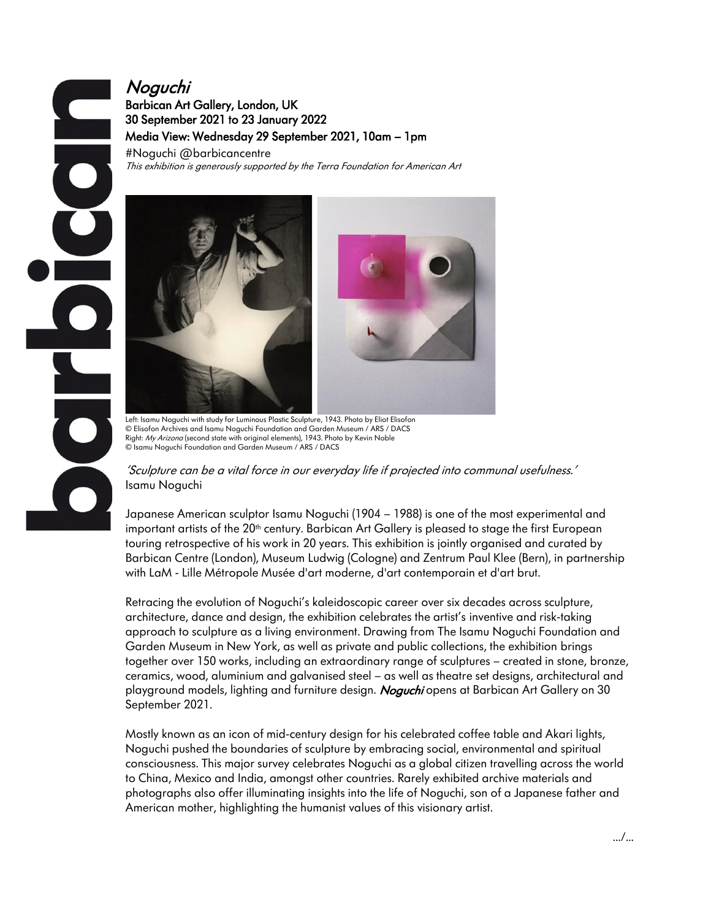# *Noguchi*

**Barbican Art Gallery, London, UK**
**30 September 2021 to 23 January 2022**
**Media View: Wednesday 29 September 2021, 10am – 1pm**

#Noguchi @barbicancentre

*This exhibition is generously supported by the Terra Foundation for American Art*

Left: Isamu Noguchi with study for Luminous Plastic Sculpture, 1943. Photo by Eliot Elisofon
© Elisofon Archives and Isamu Noguchi Foundation and Garden Museum / ARS / DACS
Right: *My Arizona* (second state with original elements), 1943. Photo by Kevin Noble
© Isamu Noguchi Foundation and Garden Museum / ARS / DACS

*'Sculpture can be a vital force in our everyday life if projected into communal usefulness.'*
Isamu Noguchi

Japanese American sculptor Isamu Noguchi (1904 – 1988) is one of the most experimental and important artists of the 20th century. Barbican Art Gallery is pleased to stage the first European touring retrospective of his work in 20 years. This exhibition is jointly organised and curated by Barbican Centre (London), Museum Ludwig (Cologne) and Zentrum Paul Klee (Bern), in partnership with LaM - Lille Métropole Musée d'art moderne, d'art contemporain et d'art brut.

Retracing the evolution of Noguchi's kaleidoscopic career over six decades across sculpture, architecture, dance and design, the exhibition celebrates the artist's inventive and risk-taking approach to sculpture as a living environment. Drawing from The Isamu Noguchi Foundation and Garden Museum in New York, as well as private and public collections, the exhibition brings together over 150 works, including an extraordinary range of sculptures – created in stone, bronze, ceramics, wood, aluminium and galvanised steel – as well as theatre set designs, architectural and playground models, lighting and furniture design. ***Noguchi*** opens at Barbican Art Gallery on 30 September 2021.

Mostly known as an icon of mid-century design for his celebrated coffee table and Akari lights, Noguchi pushed the boundaries of sculpture by embracing social, environmental and spiritual consciousness. This major survey celebrates Noguchi as a global citizen travelling across the world to China, Mexico and India, amongst other countries. Rarely exhibited archive materials and photographs also offer illuminating insights into the life of Noguchi, son of a Japanese father and American mother, highlighting the humanist values of this visionary artist.

.../...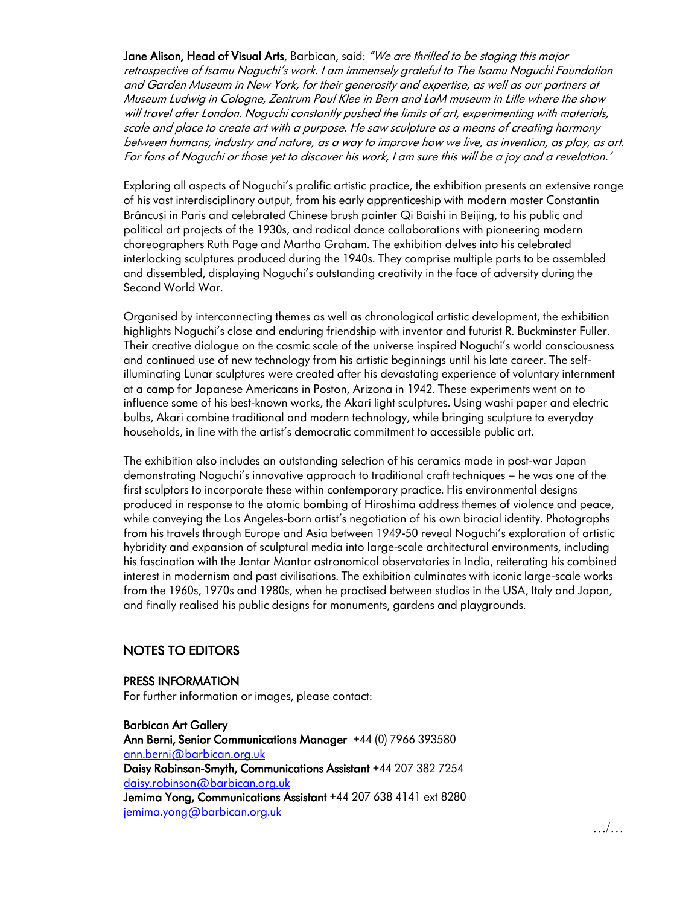**Jane Alison, Head of Visual Arts**, Barbican, said: *"We are thrilled to be staging this major retrospective of Isamu Noguchi's work. I am immensely grateful to The Isamu Noguchi Foundation and Garden Museum in New York, for their generosity and expertise, as well as our partners at Museum Ludwig in Cologne, Zentrum Paul Klee in Bern and LaM museum in Lille where the show will travel after London. Noguchi constantly pushed the limits of art, experimenting with materials, scale and place to create art with a purpose. He saw sculpture as a means of creating harmony between humans, industry and nature, as a way to improve how we live, as invention, as play, as art. For fans of Noguchi or those yet to discover his work, I am sure this will be a joy and a revelation.'*

Exploring all aspects of Noguchi's prolific artistic practice, the exhibition presents an extensive range of his vast interdisciplinary output, from his early apprenticeship with modern master Constantin Brâncuși in Paris and celebrated Chinese brush painter Qi Baishi in Beijing, to his public and political art projects of the 1930s, and radical dance collaborations with pioneering modern choreographers Ruth Page and Martha Graham. The exhibition delves into his celebrated interlocking sculptures produced during the 1940s. They comprise multiple parts to be assembled and dissembled, displaying Noguchi's outstanding creativity in the face of adversity during the Second World War.

Organised by interconnecting themes as well as chronological artistic development, the exhibition highlights Noguchi's close and enduring friendship with inventor and futurist R. Buckminster Fuller. Their creative dialogue on the cosmic scale of the universe inspired Noguchi's world consciousness and continued use of new technology from his artistic beginnings until his late career. The self-illuminating Lunar sculptures were created after his devastating experience of voluntary internment at a camp for Japanese Americans in Poston, Arizona in 1942. These experiments went on to influence some of his best-known works, the Akari light sculptures. Using washi paper and electric bulbs, Akari combine traditional and modern technology, while bringing sculpture to everyday households, in line with the artist's democratic commitment to accessible public art.

The exhibition also includes an outstanding selection of his ceramics made in post-war Japan demonstrating Noguchi's innovative approach to traditional craft techniques – he was one of the first sculptors to incorporate these within contemporary practice. His environmental designs produced in response to the atomic bombing of Hiroshima address themes of violence and peace, while conveying the Los Angeles-born artist's negotiation of his own biracial identity. Photographs from his travels through Europe and Asia between 1949-50 reveal Noguchi's exploration of artistic hybridity and expansion of sculptural media into large-scale architectural environments, including his fascination with the Jantar Mantar astronomical observatories in India, reiterating his combined interest in modernism and past civilisations. The exhibition culminates with iconic large-scale works from the 1960s, 1970s and 1980s, when he practised between studios in the USA, Italy and Japan, and finally realised his public designs for monuments, gardens and playgrounds.

## NOTES TO EDITORS

### PRESS INFORMATION

For further information or images, please contact:

**Barbican Art Gallery**
**Ann Berni, Senior Communications Manager** +44 (0) 7966 393580
ann.berni@barbican.org.uk
**Daisy Robinson-Smyth, Communications Assistant** +44 207 382 7254
daisy.robinson@barbican.org.uk
**Jemima Yong, Communications Assistant** +44 207 638 4141 ext 8280
jemima.yong@barbican.org.uk

…/…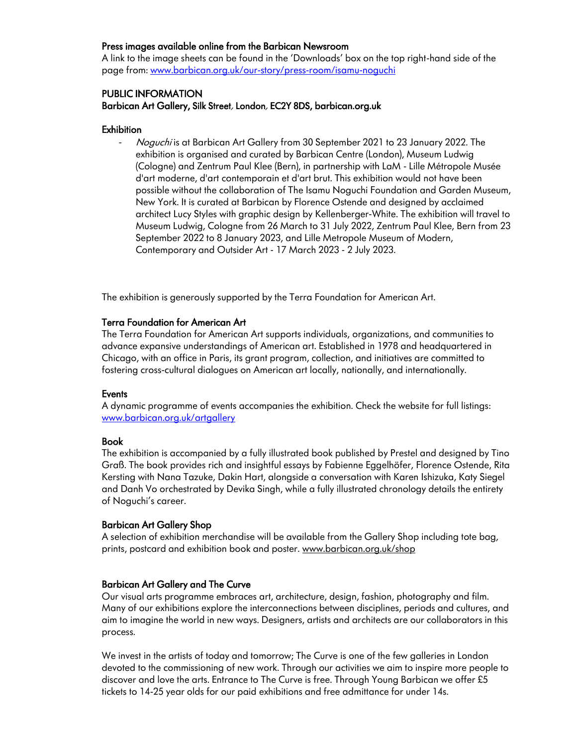**Press images available online from the Barbican Newsroom**
A link to the image sheets can be found in the 'Downloads' box on the top right-hand side of the page from: [www.barbican.org.uk/our-story/press-room/isamu-noguchi](www.barbican.org.uk/our-story/press-room/isamu-noguchi)

**PUBLIC INFORMATION**
**Barbican Art Gallery, Silk Street, London, EC2Y 8DS, barbican.org.uk**

**Exhibition**

- *Noguchi* is at Barbican Art Gallery from 30 September 2021 to 23 January 2022. The exhibition is organised and curated by Barbican Centre (London), Museum Ludwig (Cologne) and Zentrum Paul Klee (Bern), in partnership with LaM - Lille Métropole Musée d'art moderne, d'art contemporain et d'art brut. This exhibition would not have been possible without the collaboration of The Isamu Noguchi Foundation and Garden Museum, New York. It is curated at Barbican by Florence Ostende and designed by acclaimed architect Lucy Styles with graphic design by Kellenberger-White. The exhibition will travel to Museum Ludwig, Cologne from 26 March to 31 July 2022, Zentrum Paul Klee, Bern from 23 September 2022 to 8 January 2023, and Lille Metropole Museum of Modern, Contemporary and Outsider Art - 17 March 2023 - 2 July 2023.

The exhibition is generously supported by the Terra Foundation for American Art.

**Terra Foundation for American Art**
The Terra Foundation for American Art supports individuals, organizations, and communities to advance expansive understandings of American art. Established in 1978 and headquartered in Chicago, with an office in Paris, its grant program, collection, and initiatives are committed to fostering cross-cultural dialogues on American art locally, nationally, and internationally.

**Events**
A dynamic programme of events accompanies the exhibition. Check the website for full listings: [www.barbican.org.uk/artgallery](www.barbican.org.uk/artgallery)

**Book**
The exhibition is accompanied by a fully illustrated book published by Prestel and designed by Tino Graß. The book provides rich and insightful essays by Fabienne Eggelhöfer, Florence Ostende, Rita Kersting with Nana Tazuke, Dakin Hart, alongside a conversation with Karen Ishizuka, Katy Siegel and Danh Vo orchestrated by Devika Singh, while a fully illustrated chronology details the entirety of Noguchi's career.

**Barbican Art Gallery Shop**
A selection of exhibition merchandise will be available from the Gallery Shop including tote bag, prints, postcard and exhibition book and poster. [www.barbican.org.uk/shop](www.barbican.org.uk/shop)

**Barbican Art Gallery and The Curve**
Our visual arts programme embraces art, architecture, design, fashion, photography and film. Many of our exhibitions explore the interconnections between disciplines, periods and cultures, and aim to imagine the world in new ways. Designers, artists and architects are our collaborators in this process.

We invest in the artists of today and tomorrow; The Curve is one of the few galleries in London devoted to the commissioning of new work. Through our activities we aim to inspire more people to discover and love the arts. Entrance to The Curve is free. Through Young Barbican we offer £5 tickets to 14-25 year olds for our paid exhibitions and free admittance for under 14s.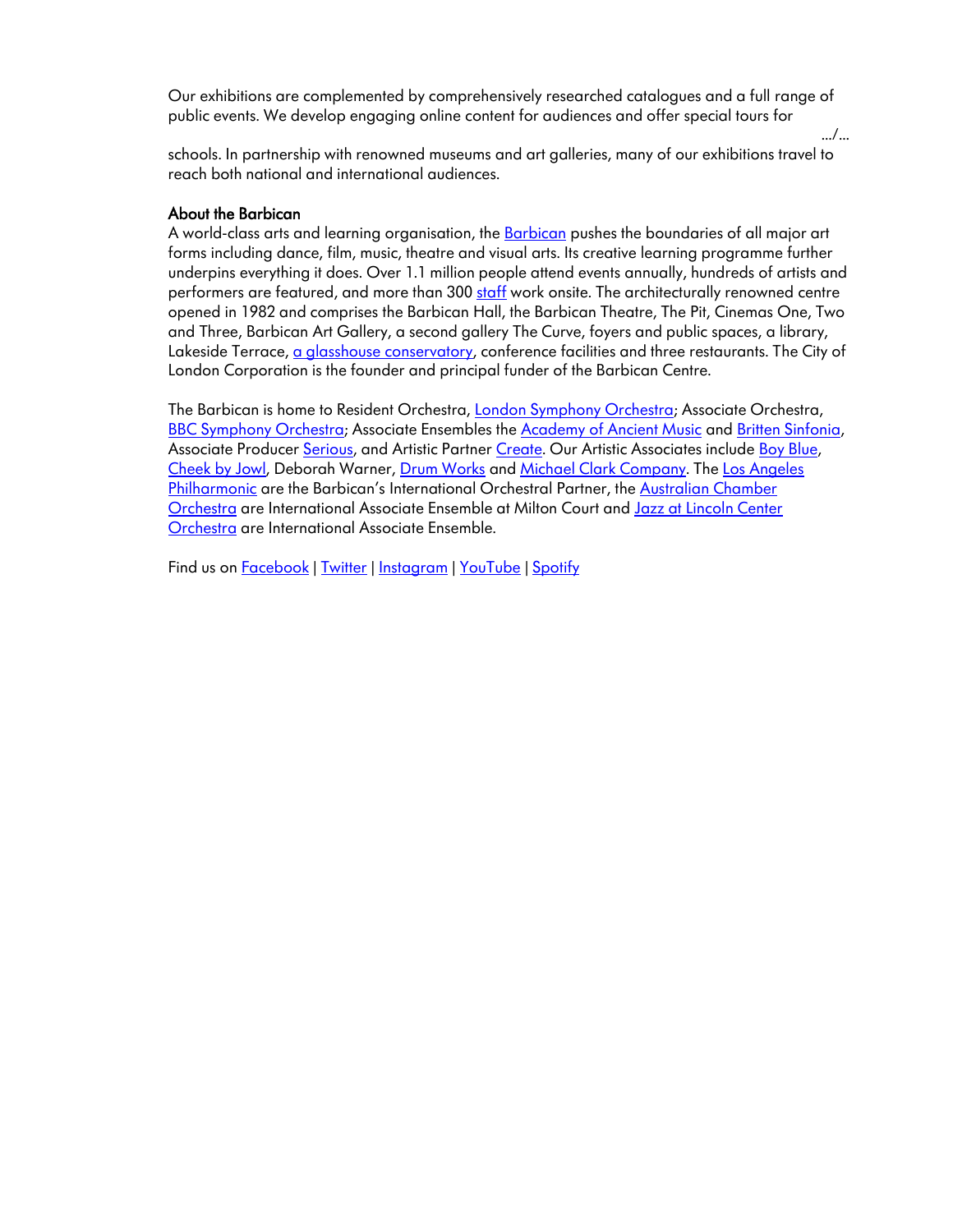Our exhibitions are complemented by comprehensively researched catalogues and a full range of public events. We develop engaging online content for audiences and offer special tours for

…/…

schools. In partnership with renowned museums and art galleries, many of our exhibitions travel to reach both national and international audiences.

**About the Barbican**

A world-class arts and learning organisation, the Barbican pushes the boundaries of all major art forms including dance, film, music, theatre and visual arts. Its creative learning programme further underpins everything it does. Over 1.1 million people attend events annually, hundreds of artists and performers are featured, and more than 300 staff work onsite. The architecturally renowned centre opened in 1982 and comprises the Barbican Hall, the Barbican Theatre, The Pit, Cinemas One, Two and Three, Barbican Art Gallery, a second gallery The Curve, foyers and public spaces, a library, Lakeside Terrace, a glasshouse conservatory, conference facilities and three restaurants. The City of London Corporation is the founder and principal funder of the Barbican Centre.

The Barbican is home to Resident Orchestra, London Symphony Orchestra; Associate Orchestra, BBC Symphony Orchestra; Associate Ensembles the Academy of Ancient Music and Britten Sinfonia, Associate Producer Serious, and Artistic Partner Create. Our Artistic Associates include Boy Blue, Cheek by Jowl, Deborah Warner, Drum Works and Michael Clark Company. The Los Angeles Philharmonic are the Barbican's International Orchestral Partner, the Australian Chamber Orchestra are International Associate Ensemble at Milton Court and Jazz at Lincoln Center Orchestra are International Associate Ensemble.

Find us on Facebook | Twitter | Instagram | YouTube | Spotify